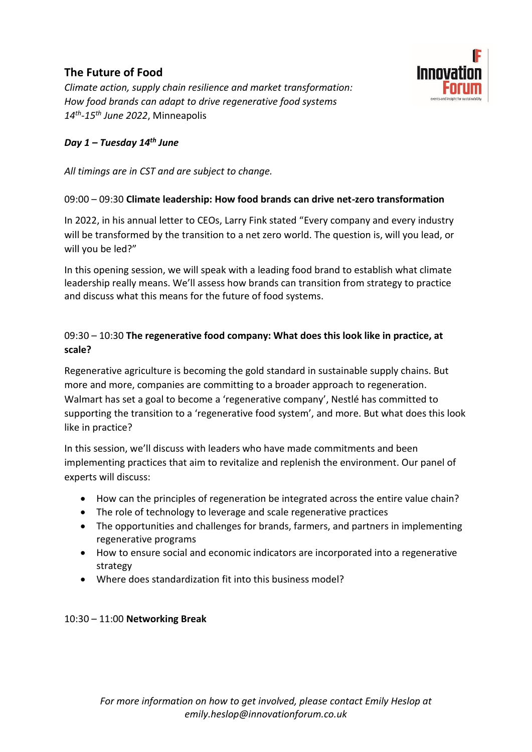# The Future of Food

*Climate action, supply chain resilience and market transformation: How food brands can adapt to drive regenerative food systems*
*14th-15th June 2022*, Minneapolis

## *Day 1 – Tuesday 14th June*

*All timings are in CST and are subject to change.*

### 09:00 – 09:30 **Climate leadership: How food brands can drive net-zero transformation**

In 2022, in his annual letter to CEOs, Larry Fink stated "Every company and every industry will be transformed by the transition to a net zero world. The question is, will you lead, or will you be led?"

In this opening session, we will speak with a leading food brand to establish what climate leadership really means. We'll assess how brands can transition from strategy to practice and discuss what this means for the future of food systems.

### 09:30 – 10:30 **The regenerative food company: What does this look like in practice, at scale?**

Regenerative agriculture is becoming the gold standard in sustainable supply chains. But more and more, companies are committing to a broader approach to regeneration. Walmart has set a goal to become a 'regenerative company', Nestlé has committed to supporting the transition to a 'regenerative food system', and more. But what does this look like in practice?

In this session, we'll discuss with leaders who have made commitments and been implementing practices that aim to revitalize and replenish the environment. Our panel of experts will discuss:

- How can the principles of regeneration be integrated across the entire value chain?
- The role of technology to leverage and scale regenerative practices
- The opportunities and challenges for brands, farmers, and partners in implementing regenerative programs
- How to ensure social and economic indicators are incorporated into a regenerative strategy
- Where does standardization fit into this business model?

### 10:30 – 11:00 **Networking Break**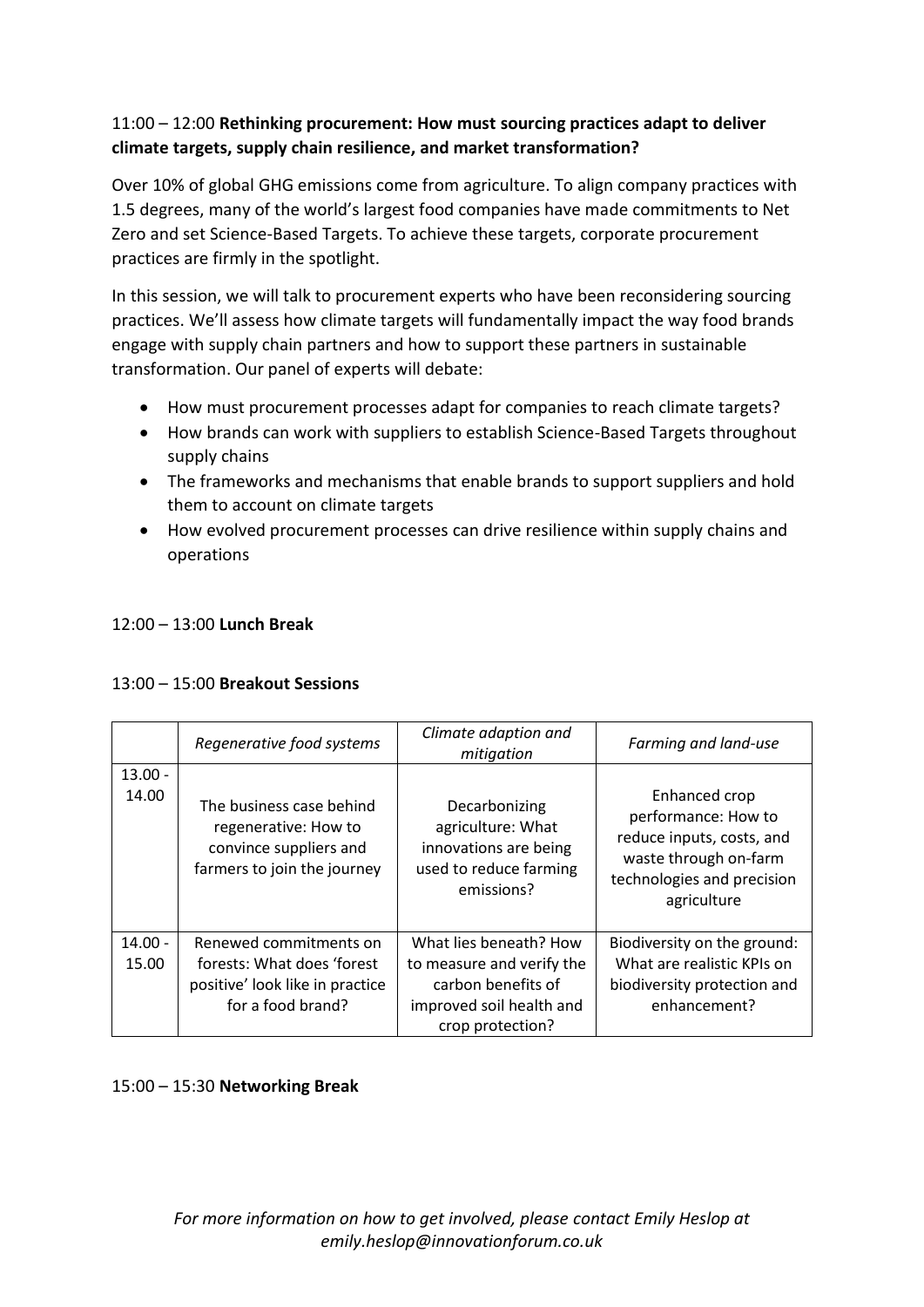11:00 – 12:00 **Rethinking procurement: How must sourcing practices adapt to deliver climate targets, supply chain resilience, and market transformation?**

Over 10% of global GHG emissions come from agriculture. To align company practices with 1.5 degrees, many of the world's largest food companies have made commitments to Net Zero and set Science-Based Targets. To achieve these targets, corporate procurement practices are firmly in the spotlight.

In this session, we will talk to procurement experts who have been reconsidering sourcing practices. We'll assess how climate targets will fundamentally impact the way food brands engage with supply chain partners and how to support these partners in sustainable transformation. Our panel of experts will debate:

- How must procurement processes adapt for companies to reach climate targets?
- How brands can work with suppliers to establish Science-Based Targets throughout supply chains
- The frameworks and mechanisms that enable brands to support suppliers and hold them to account on climate targets
- How evolved procurement processes can drive resilience within supply chains and operations

12:00 – 13:00 **Lunch Break**

13:00 – 15:00 **Breakout Sessions**

| | *Regenerative food systems* | *Climate adaption and mitigation* | *Farming and land-use* |
|---|---|---|---|
| 13.00 - 14.00 | The business case behind regenerative: How to convince suppliers and farmers to join the journey | Decarbonizing agriculture: What innovations are being used to reduce farming emissions? | Enhanced crop performance: How to reduce inputs, costs, and waste through on-farm technologies and precision agriculture |
| 14.00 - 15.00 | Renewed commitments on forests: What does 'forest positive' look like in practice for a food brand? | What lies beneath? How to measure and verify the carbon benefits of improved soil health and crop protection? | Biodiversity on the ground: What are realistic KPIs on biodiversity protection and enhancement? |

15:00 – 15:30 **Networking Break**

*For more information on how to get involved, please contact Emily Heslop at emily.heslop@innovationforum.co.uk*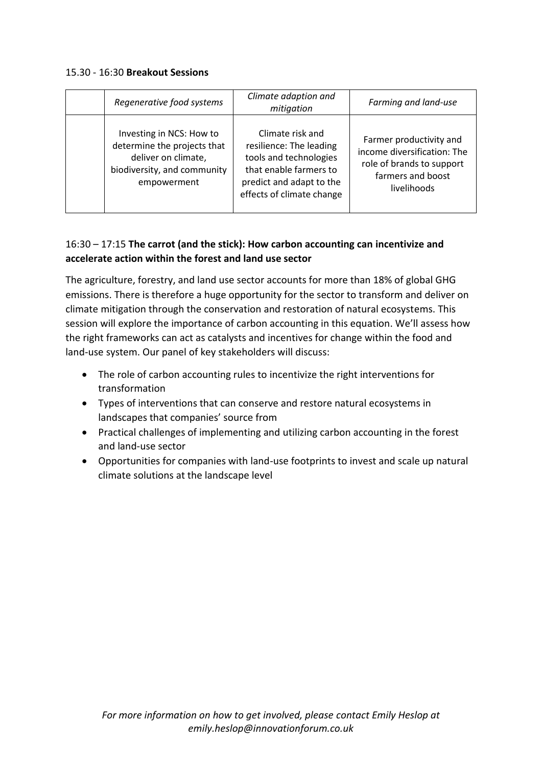15.30 - 16:30 **Breakout Sessions**

| | *Regenerative food systems* | *Climate adaption and mitigation* | *Farming and land-use* |
|---|---|---|---|
| | Investing in NCS: How to determine the projects that deliver on climate, biodiversity, and community empowerment | Climate risk and resilience: The leading tools and technologies that enable farmers to predict and adapt to the effects of climate change | Farmer productivity and income diversification: The role of brands to support farmers and boost livelihoods |

16:30 – 17:15 **The carrot (and the stick): How carbon accounting can incentivize and accelerate action within the forest and land use sector**

The agriculture, forestry, and land use sector accounts for more than 18% of global GHG emissions. There is therefore a huge opportunity for the sector to transform and deliver on climate mitigation through the conservation and restoration of natural ecosystems. This session will explore the importance of carbon accounting in this equation. We'll assess how the right frameworks can act as catalysts and incentives for change within the food and land-use system. Our panel of key stakeholders will discuss:

- The role of carbon accounting rules to incentivize the right interventions for transformation
- Types of interventions that can conserve and restore natural ecosystems in landscapes that companies' source from
- Practical challenges of implementing and utilizing carbon accounting in the forest and land-use sector
- Opportunities for companies with land-use footprints to invest and scale up natural climate solutions at the landscape level

*For more information on how to get involved, please contact Emily Heslop at emily.heslop@innovationforum.co.uk*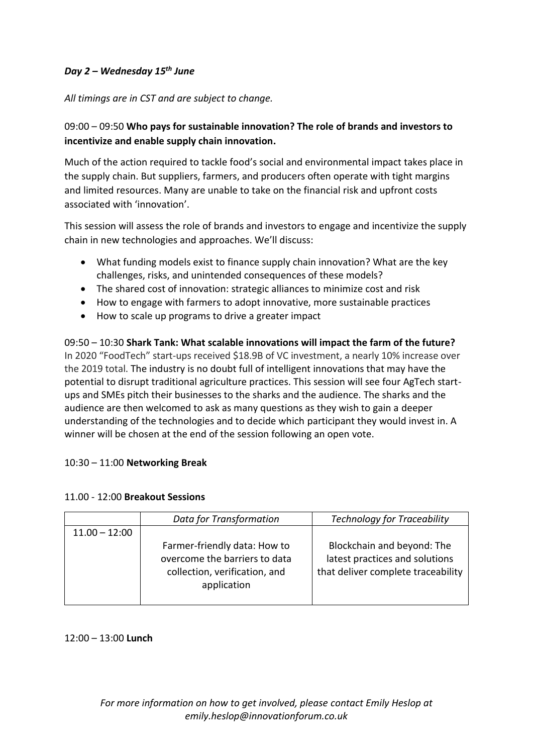***Day 2 – Wednesday 15th June***

*All timings are in CST and are subject to change.*

09:00 – 09:50 **Who pays for sustainable innovation? The role of brands and investors to incentivize and enable supply chain innovation.**

Much of the action required to tackle food's social and environmental impact takes place in the supply chain. But suppliers, farmers, and producers often operate with tight margins and limited resources. Many are unable to take on the financial risk and upfront costs associated with 'innovation'.

This session will assess the role of brands and investors to engage and incentivize the supply chain in new technologies and approaches. We'll discuss:

- What funding models exist to finance supply chain innovation? What are the key challenges, risks, and unintended consequences of these models?
- The shared cost of innovation: strategic alliances to minimize cost and risk
- How to engage with farmers to adopt innovative, more sustainable practices
- How to scale up programs to drive a greater impact

09:50 – 10:30 **Shark Tank: What scalable innovations will impact the farm of the future?**
In 2020 "FoodTech" start-ups received $18.9B of VC investment, a nearly 10% increase over the 2019 total. The industry is no doubt full of intelligent innovations that may have the potential to disrupt traditional agriculture practices. This session will see four AgTech start-ups and SMEs pitch their businesses to the sharks and the audience. The sharks and the audience are then welcomed to ask as many questions as they wish to gain a deeper understanding of the technologies and to decide which participant they would invest in. A winner will be chosen at the end of the session following an open vote.

10:30 – 11:00 **Networking Break**

11.00 - 12:00 **Breakout Sessions**

| | *Data for Transformation* | *Technology for Traceability* |
|---|---|---|
| 11.00 – 12:00 | Farmer-friendly data: How to overcome the barriers to data collection, verification, and application | Blockchain and beyond: The latest practices and solutions that deliver complete traceability |

12:00 – 13:00 **Lunch**

*For more information on how to get involved, please contact Emily Heslop at emily.heslop@innovationforum.co.uk*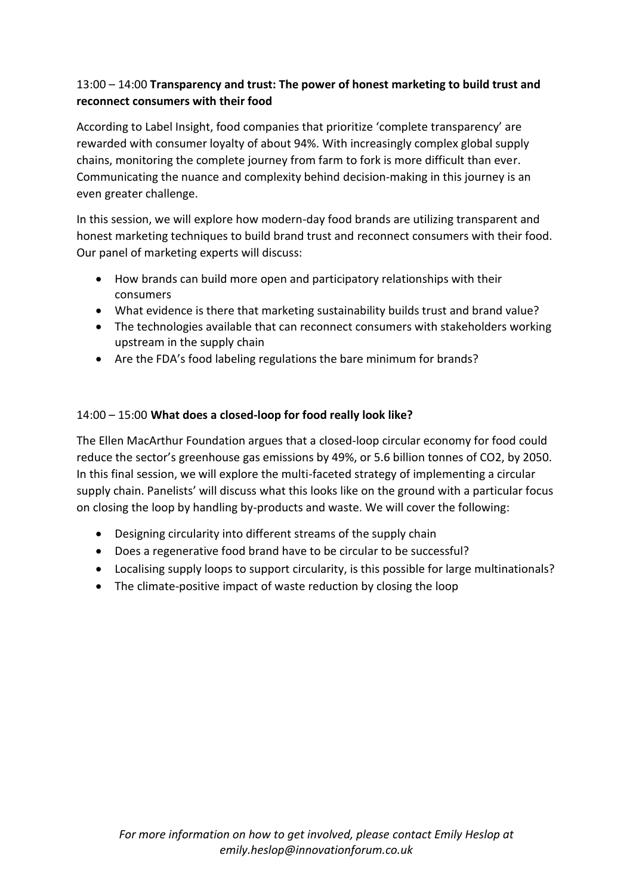13:00 – 14:00 **Transparency and trust: The power of honest marketing to build trust and reconnect consumers with their food**

According to Label Insight, food companies that prioritize 'complete transparency' are rewarded with consumer loyalty of about 94%. With increasingly complex global supply chains, monitoring the complete journey from farm to fork is more difficult than ever. Communicating the nuance and complexity behind decision-making in this journey is an even greater challenge.

In this session, we will explore how modern-day food brands are utilizing transparent and honest marketing techniques to build brand trust and reconnect consumers with their food. Our panel of marketing experts will discuss:

- How brands can build more open and participatory relationships with their consumers
- What evidence is there that marketing sustainability builds trust and brand value?
- The technologies available that can reconnect consumers with stakeholders working upstream in the supply chain
- Are the FDA's food labeling regulations the bare minimum for brands?

14:00 – 15:00 **What does a closed-loop for food really look like?**

The Ellen MacArthur Foundation argues that a closed-loop circular economy for food could reduce the sector's greenhouse gas emissions by 49%, or 5.6 billion tonnes of $CO_2$, by 2050. In this final session, we will explore the multi-faceted strategy of implementing a circular supply chain. Panelists' will discuss what this looks like on the ground with a particular focus on closing the loop by handling by-products and waste. We will cover the following:

- Designing circularity into different streams of the supply chain
- Does a regenerative food brand have to be circular to be successful?
- Localising supply loops to support circularity, is this possible for large multinationals?
- The climate-positive impact of waste reduction by closing the loop

*For more information on how to get involved, please contact Emily Heslop at emily.heslop@innovationforum.co.uk*